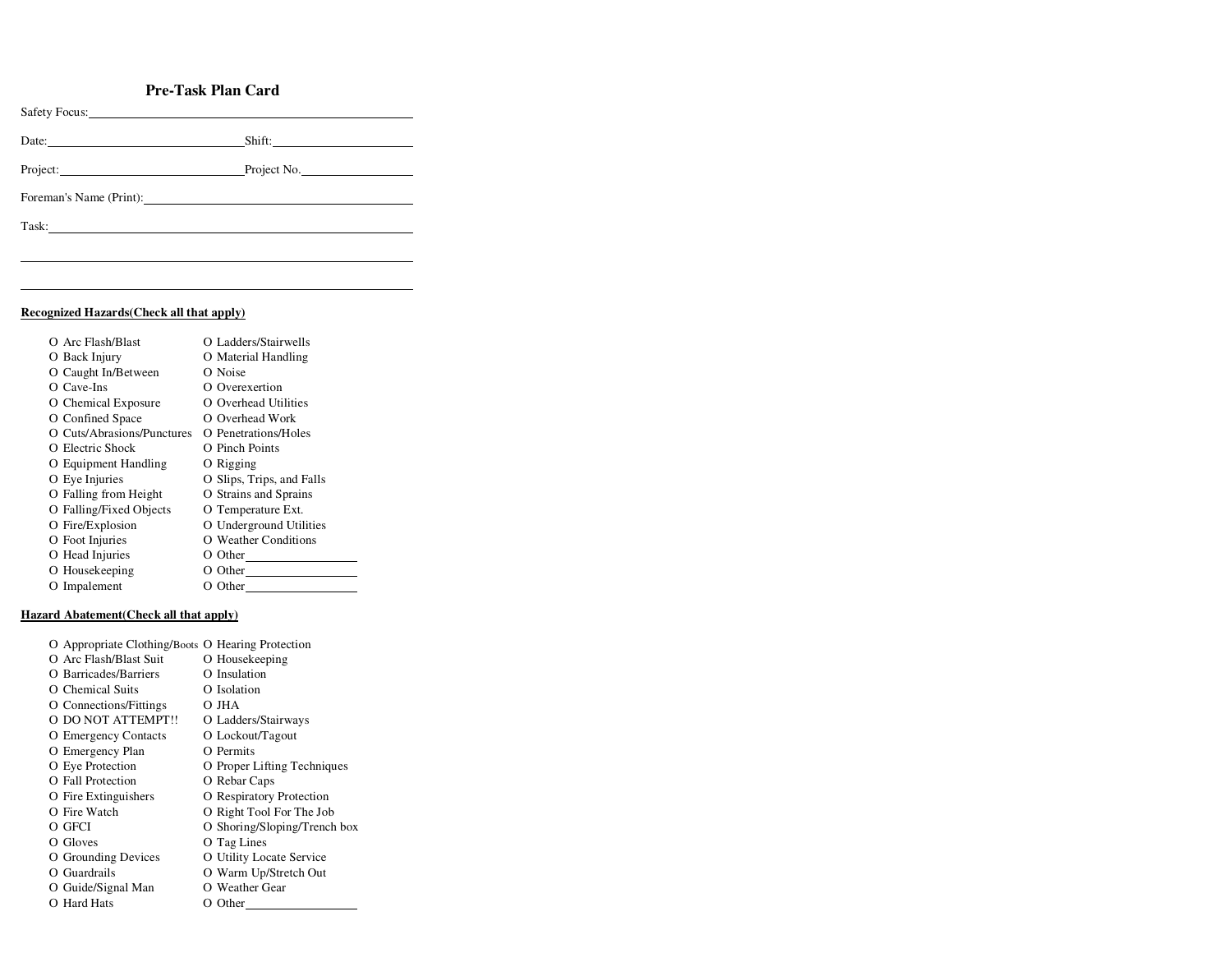# Pre-Task Plan Card

Safety Focus: ______________________________

Date: ____________________ Shift: ____________________

Project: ____________________ Project No. ____________________

Foreman's Name (Print): ______________________________

Task: ______________________________

______________________________

______________________________

**Recognized Hazards(Check all that apply)**

| | |
|---|---|
| O Arc Flash/Blast | O Ladders/Stairwells |
| O Back Injury | O Material Handling |
| O Caught In/Between | O Noise |
| O Cave-Ins | O Overexertion |
| O Chemical Exposure | O Overhead Utilities |
| O Confined Space | O Overhead Work |
| O Cuts/Abrasions/Punctures | O Penetrations/Holes |
| O Electric Shock | O Pinch Points |
| O Equipment Handling | O Rigging |
| O Eye Injuries | O Slips, Trips, and Falls |
| O Falling from Height | O Strains and Sprains |
| O Falling/Fixed Objects | O Temperature Ext. |
| O Fire/Explosion | O Underground Utilities |
| O Foot Injuries | O Weather Conditions |
| O Head Injuries | O Other __________ |
| O Housekeeping | O Other __________ |
| O Impalement | O Other __________ |

**Hazard Abatement(Check all that apply)**

| | |
|---|---|
| O Appropriate Clothing/Boots | O Hearing Protection |
| O Arc Flash/Blast Suit | O Housekeeping |
| O Barricades/Barriers | O Insulation |
| O Chemical Suits | O Isolation |
| O Connections/Fittings | O JHA |
| O DO NOT ATTEMPT!! | O Ladders/Stairways |
| O Emergency Contacts | O Lockout/Tagout |
| O Emergency Plan | O Permits |
| O Eye Protection | O Proper Lifting Techniques |
| O Fall Protection | O Rebar Caps |
| O Fire Extinguishers | O Respiratory Protection |
| O Fire Watch | O Right Tool For The Job |
| O GFCI | O Shoring/Sloping/Trench box |
| O Gloves | O Tag Lines |
| O Grounding Devices | O Utility Locate Service |
| O Guardrails | O Warm Up/Stretch Out |
| O Guide/Signal Man | O Weather Gear |
| O Hard Hats | O Other __________ |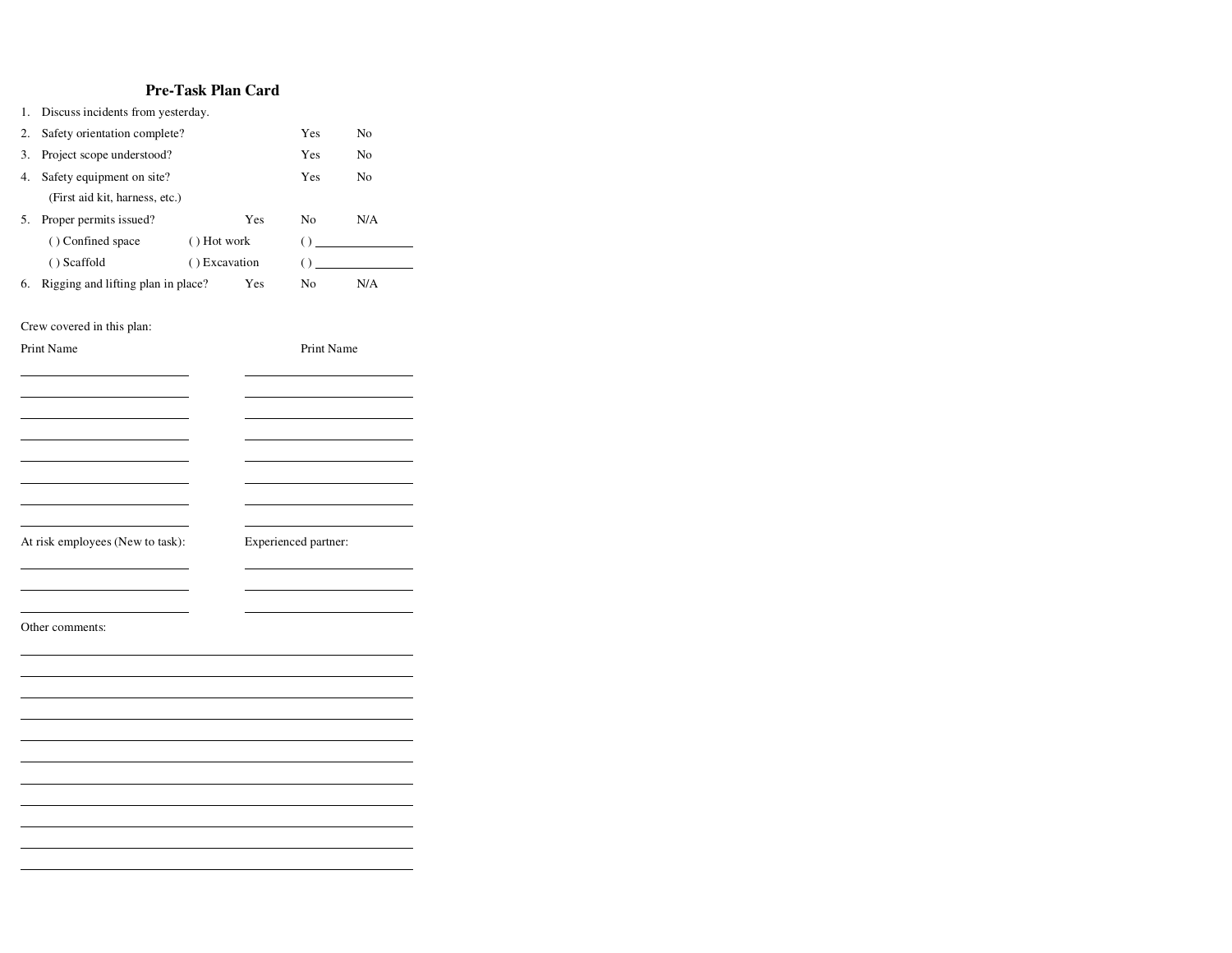# Pre-Task Plan Card

1. Discuss incidents from yesterday.
2. Safety orientation complete? Yes No
3. Project scope understood? Yes No
4. Safety equipment on site? Yes No
   (First aid kit, harness, etc.)
5. Proper permits issued? Yes No N/A
   ( ) Confined space ( ) Hot work ( ) ________________
   ( ) Scaffold ( ) Excavation ( ) ________________
6. Rigging and lifting plan in place? Yes No N/A

Crew covered in this plan:

| Print Name | Print Name |
|---|---|
| | |
| | |
| | |
| | |
| | |
| | |
| | |

| At risk employees (New to task): | Experienced partner: |
|---|---|
| | |
| | |
| | |

Other comments:

______________________________________________

______________________________________________

______________________________________________

______________________________________________

______________________________________________

______________________________________________

______________________________________________

______________________________________________

______________________________________________

______________________________________________